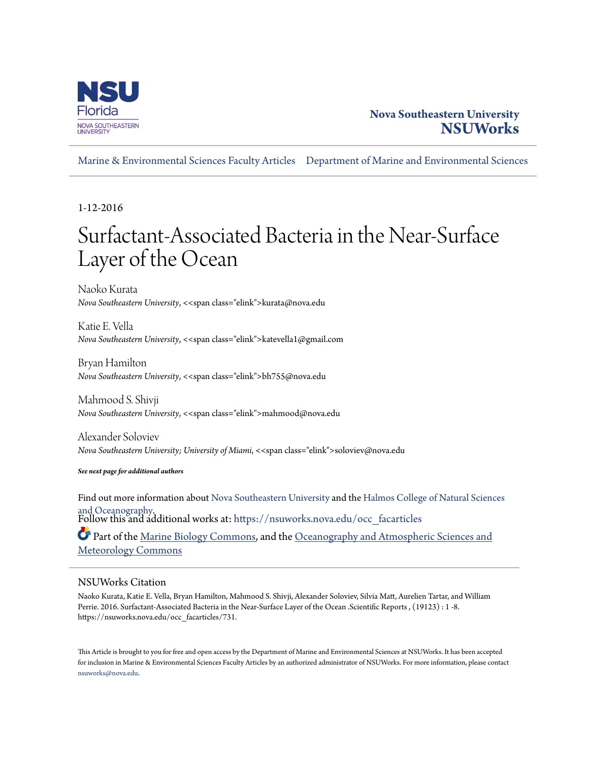Nova Southeastern University
**NSUWorks**

Marine & Environmental Sciences Faculty Articles | Department of Marine and Environmental Sciences

1-12-2016

# Surfactant-Associated Bacteria in the Near-Surface Layer of the Ocean

Naoko Kurata
*Nova Southeastern University*, <<span class="elink">kurata@nova.edu

Katie E. Vella
*Nova Southeastern University*, <<span class="elink">katevella1@gmail.com

Bryan Hamilton
*Nova Southeastern University*, <<span class="elink">bh755@nova.edu

Mahmood S. Shivji
*Nova Southeastern University*, <<span class="elink">mahmood@nova.edu

Alexander Soloviev
*Nova Southeastern University; University of Miami*, <<span class="elink">soloviev@nova.edu

***See next page for additional authors***

Find out more information about Nova Southeastern University and the Halmos College of Natural Sciences and Oceanography.

Follow this and additional works at: https://nsuworks.nova.edu/occ_facarticles

Part of the Marine Biology Commons, and the Oceanography and Atmospheric Sciences and Meteorology Commons

## NSUWorks Citation

Naoko Kurata, Katie E. Vella, Bryan Hamilton, Mahmood S. Shivji, Alexander Soloviev, Silvia Matt, Aurelien Tartar, and William Perrie. 2016. Surfactant-Associated Bacteria in the Near-Surface Layer of the Ocean .Scientific Reports , (19123) : 1 -8. https://nsuworks.nova.edu/occ_facarticles/731.

This Article is brought to you for free and open access by the Department of Marine and Environmental Sciences at NSUWorks. It has been accepted for inclusion in Marine & Environmental Sciences Faculty Articles by an authorized administrator of NSUWorks. For more information, please contact nsuworks@nova.edu.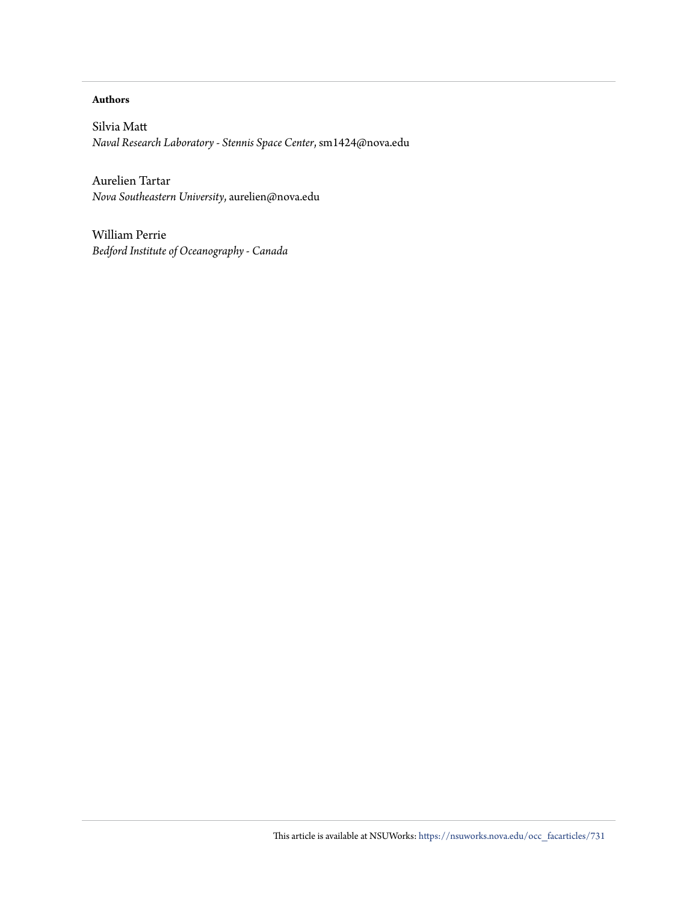**Authors**

Silvia Matt
*Naval Research Laboratory - Stennis Space Center*, sm1424@nova.edu

Aurelien Tartar
*Nova Southeastern University*, aurelien@nova.edu

William Perrie
*Bedford Institute of Oceanography - Canada*

This article is available at NSUWorks: https://nsuworks.nova.edu/occ_facarticles/731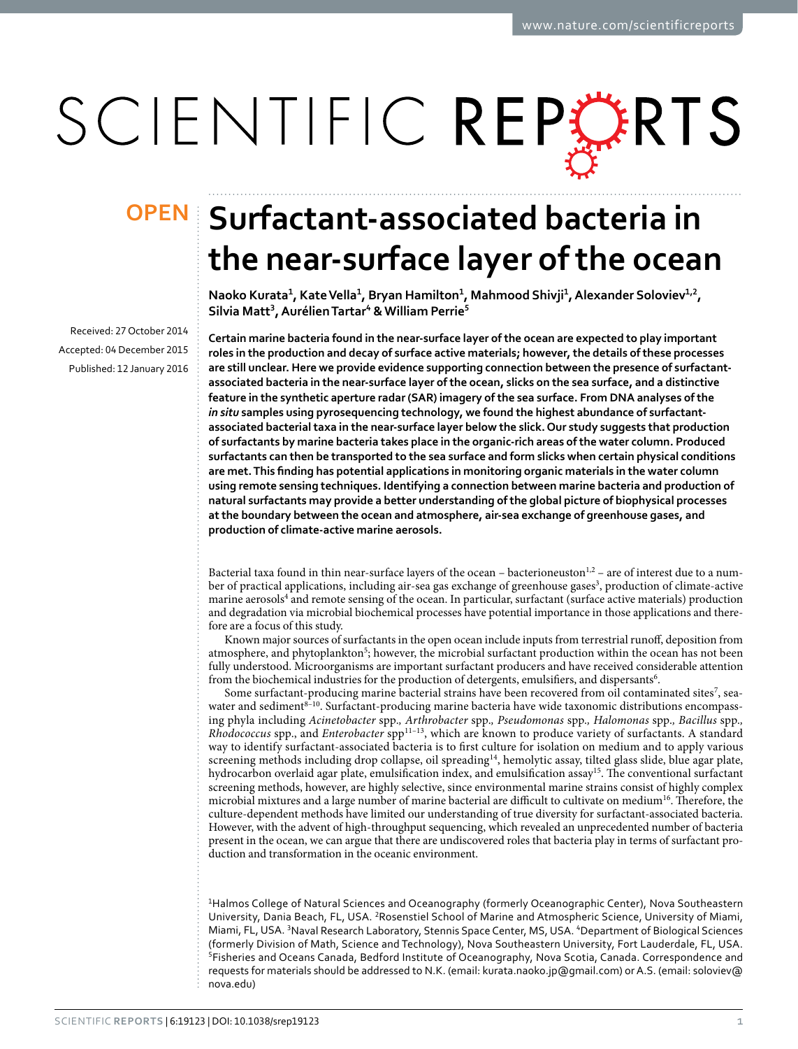# Surfactant-associated bacteria in the near-surface layer of the ocean

Naoko Kurata[1], Kate Vella[1], Bryan Hamilton[1], Mahmood Shivji[1], Alexander Soloviev[1,2], Silvia Matt[3], Aurélien Tartar[4] & William Perrie[5]

Received: 27 October 2014
Accepted: 04 December 2015
Published: 12 January 2016

**Certain marine bacteria found in the near-surface layer of the ocean are expected to play important roles in the production and decay of surface active materials; however, the details of these processes are still unclear. Here we provide evidence supporting connection between the presence of surfactant-associated bacteria in the near-surface layer of the ocean, slicks on the sea surface, and a distinctive feature in the synthetic aperture radar (SAR) imagery of the sea surface. From DNA analyses of the *in situ* samples using pyrosequencing technology, we found the highest abundance of surfactant-associated bacterial taxa in the near-surface layer below the slick. Our study suggests that production of surfactants by marine bacteria takes place in the organic-rich areas of the water column. Produced surfactants can then be transported to the sea surface and form slicks when certain physical conditions are met. This finding has potential applications in monitoring organic materials in the water column using remote sensing techniques. Identifying a connection between marine bacteria and production of natural surfactants may provide a better understanding of the global picture of biophysical processes at the boundary between the ocean and atmosphere, air-sea exchange of greenhouse gases, and production of climate-active marine aerosols.**

Bacterial taxa found in thin near-surface layers of the ocean – bacterioneuston[1,2] – are of interest due to a number of practical applications, including air-sea gas exchange of greenhouse gases[3], production of climate-active marine aerosols[4] and remote sensing of the ocean. In particular, surfactant (surface active materials) production and degradation via microbial biochemical processes have potential importance in those applications and therefore are a focus of this study.

Known major sources of surfactants in the open ocean include inputs from terrestrial runoff, deposition from atmosphere, and phytoplankton[5]; however, the microbial surfactant production within the ocean has not been fully understood. Microorganisms are important surfactant producers and have received considerable attention from the biochemical industries for the production of detergents, emulsifiers, and dispersants[6].

Some surfactant-producing marine bacterial strains have been recovered from oil contaminated sites[7], seawater and sediment[8–10]. Surfactant-producing marine bacteria have wide taxonomic distributions encompassing phyla including *Acinetobacter* spp., *Arthrobacter* spp., *Pseudomonas* spp., *Halomonas* spp., *Bacillus* spp., *Rhodococcus* spp., and *Enterobacter* spp[11–13], which are known to produce variety of surfactants. A standard way to identify surfactant-associated bacteria is to first culture for isolation on medium and to apply various screening methods including drop collapse, oil spreading[14], hemolytic assay, tilted glass slide, blue agar plate, hydrocarbon overlaid agar plate, emulsification index, and emulsification assay[15]. The conventional surfactant screening methods, however, are highly selective, since environmental marine strains consist of highly complex microbial mixtures and a large number of marine bacterial are difficult to cultivate on medium[16]. Therefore, the culture-dependent methods have limited our understanding of true diversity for surfactant-associated bacteria. However, with the advent of high-throughput sequencing, which revealed an unprecedented number of bacteria present in the ocean, we can argue that there are undiscovered roles that bacteria play in terms of surfactant production and transformation in the oceanic environment.

[1]Halmos College of Natural Sciences and Oceanography (formerly Oceanographic Center), Nova Southeastern University, Dania Beach, FL, USA. [2]Rosenstiel School of Marine and Atmospheric Science, University of Miami, Miami, FL, USA. [3]Naval Research Laboratory, Stennis Space Center, MS, USA. [4]Department of Biological Sciences (formerly Division of Math, Science and Technology), Nova Southeastern University, Fort Lauderdale, FL, USA. [5]Fisheries and Oceans Canada, Bedford Institute of Oceanography, Nova Scotia, Canada. Correspondence and requests for materials should be addressed to N.K. (email: kurata.naoko.jp@gmail.com) or A.S. (email: soloviev@nova.edu)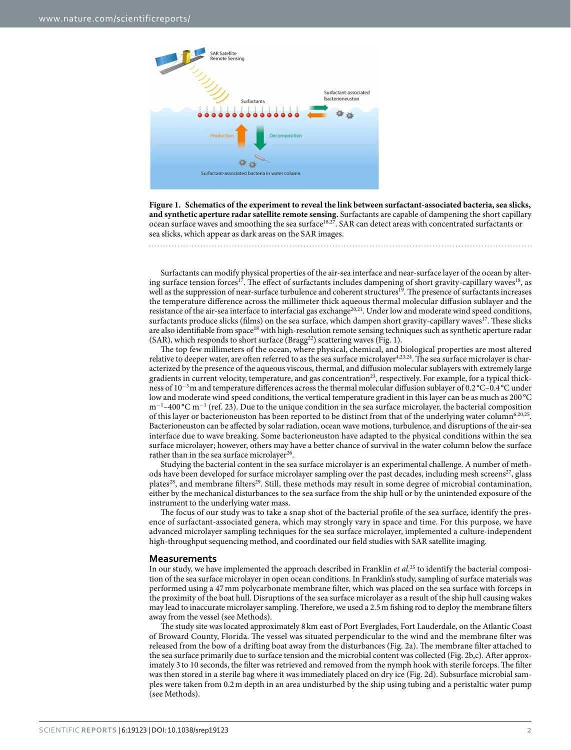**Figure 1. Schematics of the experiment to reveal the link between surfactant-associated bacteria, sea slicks, and synthetic aperture radar satellite remote sensing.** Surfactants are capable of dampening the short capillary ocean surface waves and smoothing the sea surface[18,27]. SAR can detect areas with concentrated surfactants or sea slicks, which appear as dark areas on the SAR images.

Surfactants can modify physical properties of the air-sea interface and near-surface layer of the ocean by altering surface tension forces[17]. The effect of surfactants includes dampening of short gravity-capillary waves[18], as well as the suppression of near-surface turbulence and coherent structures[19]. The presence of surfactants increases the temperature difference across the millimeter thick aqueous thermal molecular diffusion sublayer and the resistance of the air-sea interface to interfacial gas exchange[20,21]. Under low and moderate wind speed conditions, surfactants produce slicks (films) on the sea surface, which dampen short gravity-capillary waves[17]. These slicks are also identifiable from space[18] with high-resolution remote sensing techniques such as synthetic aperture radar (SAR), which responds to short surface (Bragg[22]) scattering waves (Fig. 1).

The top few millimeters of the ocean, where physical, chemical, and biological properties are most altered relative to deeper water, are often referred to as the sea surface microlayer[4,23,24]. The sea surface microlayer is characterized by the presence of the aqueous viscous, thermal, and diffusion molecular sublayers with extremely large gradients in current velocity, temperature, and gas concentration[23], respectively. For example, for a typical thickness of $10^{-3}$ m and temperature differences across the thermal molecular diffusion sublayer of 0.2 °C–0.4 °C under low and moderate wind speed conditions, the vertical temperature gradient in this layer can be as much as 200 °C $m^{-1}$–400 °C $m^{-1}$ (ref. 23). Due to the unique condition in the sea surface microlayer, the bacterial composition of this layer or bacterioneuston has been reported to be distinct from that of the underlying water column[6,20,25]. Bacterioneuston can be affected by solar radiation, ocean wave motions, turbulence, and disruptions of the air-sea interface due to wave breaking. Some bacterioneuston have adapted to the physical conditions within the sea surface microlayer; however, others may have a better chance of survival in the water column below the surface rather than in the sea surface microlayer[26].

Studying the bacterial content in the sea surface microlayer is an experimental challenge. A number of methods have been developed for surface microlayer sampling over the past decades, including mesh screens[27], glass plates[28], and membrane filters[29]. Still, these methods may result in some degree of microbial contamination, either by the mechanical disturbances to the sea surface from the ship hull or by the unintended exposure of the instrument to the underlying water mass.

The focus of our study was to take a snap shot of the bacterial profile of the sea surface, identify the presence of surfactant-associated genera, which may strongly vary in space and time. For this purpose, we have advanced microlayer sampling techniques for the sea surface microlayer, implemented a culture-independent high-throughput sequencing method, and coordinated our field studies with SAR satellite imaging.

## Measurements

In our study, we have implemented the approach described in Franklin *et al.*[25] to identify the bacterial composition of the sea surface microlayer in open ocean conditions. In Franklin's study, sampling of surface materials was performed using a 47 mm polycarbonate membrane filter, which was placed on the sea surface with forceps in the proximity of the boat hull. Disruptions of the sea surface microlayer as a result of the ship hull causing wakes may lead to inaccurate microlayer sampling. Therefore, we used a 2.5 m fishing rod to deploy the membrane filters away from the vessel (see Methods).

The study site was located approximately 8 km east of Port Everglades, Fort Lauderdale, on the Atlantic Coast of Broward County, Florida. The vessel was situated perpendicular to the wind and the membrane filter was released from the bow of a drifting boat away from the disturbances (Fig. 2a). The membrane filter attached to the sea surface primarily due to surface tension and the microbial content was collected (Fig. 2b,c). After approximately 3 to 10 seconds, the filter was retrieved and removed from the nymph hook with sterile forceps. The filter was then stored in a sterile bag where it was immediately placed on dry ice (Fig. 2d). Subsurface microbial samples were taken from 0.2 m depth in an area undisturbed by the ship using tubing and a peristaltic water pump (see Methods).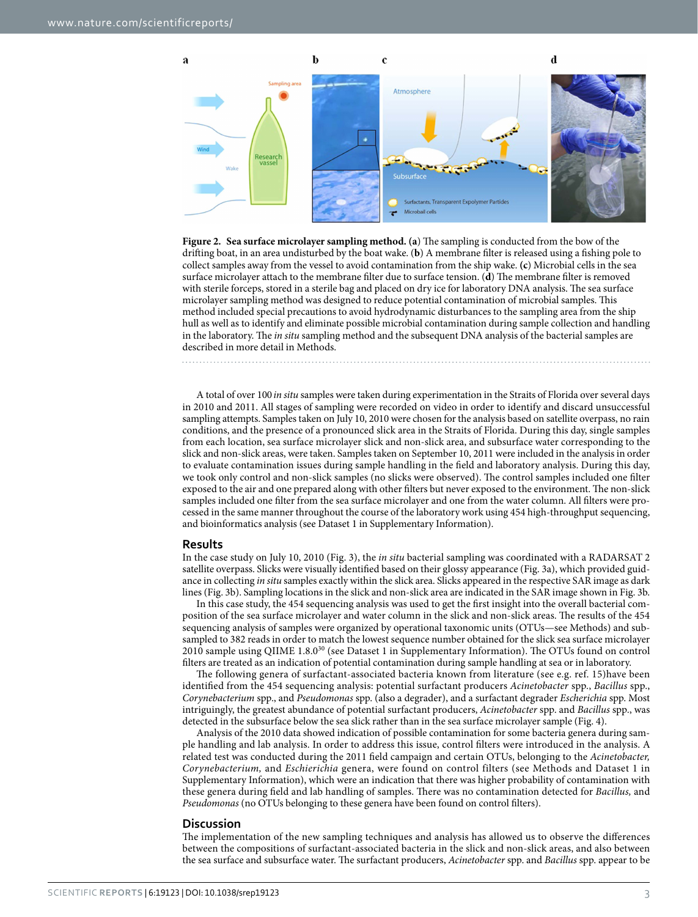**Figure 2. Sea surface microlayer sampling method.** (**a**) The sampling is conducted from the bow of the drifting boat, in an area undisturbed by the boat wake. (**b**) A membrane filter is released using a fishing pole to collect samples away from the vessel to avoid contamination from the ship wake. (**c**) Microbial cells in the sea surface microlayer attach to the membrane filter due to surface tension. (**d**) The membrane filter is removed with sterile forceps, stored in a sterile bag and placed on dry ice for laboratory DNA analysis. The sea surface microlayer sampling method was designed to reduce potential contamination of microbial samples. This method included special precautions to avoid hydrodynamic disturbances to the sampling area from the ship hull as well as to identify and eliminate possible microbial contamination during sample collection and handling in the laboratory. The *in situ* sampling method and the subsequent DNA analysis of the bacterial samples are described in more detail in Methods.

A total of over 100 *in situ* samples were taken during experimentation in the Straits of Florida over several days in 2010 and 2011. All stages of sampling were recorded on video in order to identify and discard unsuccessful sampling attempts. Samples taken on July 10, 2010 were chosen for the analysis based on satellite overpass, no rain conditions, and the presence of a pronounced slick area in the Straits of Florida. During this day, single samples from each location, sea surface microlayer slick and non-slick area, and subsurface water corresponding to the slick and non-slick areas, were taken. Samples taken on September 10, 2011 were included in the analysis in order to evaluate contamination issues during sample handling in the field and laboratory analysis. During this day, we took only control and non-slick samples (no slicks were observed). The control samples included one filter exposed to the air and one prepared along with other filters but never exposed to the environment. The non-slick samples included one filter from the sea surface microlayer and one from the water column. All filters were processed in the same manner throughout the course of the laboratory work using 454 high-throughput sequencing, and bioinformatics analysis (see Dataset 1 in Supplementary Information).

## Results

In the case study on July 10, 2010 (Fig. 3), the *in situ* bacterial sampling was coordinated with a RADARSAT 2 satellite overpass. Slicks were visually identified based on their glossy appearance (Fig. 3a), which provided guidance in collecting *in situ* samples exactly within the slick area. Slicks appeared in the respective SAR image as dark lines (Fig. 3b). Sampling locations in the slick and non-slick area are indicated in the SAR image shown in Fig. 3b.

In this case study, the 454 sequencing analysis was used to get the first insight into the overall bacterial composition of the sea surface microlayer and water column in the slick and non-slick areas. The results of the 454 sequencing analysis of samples were organized by operational taxonomic units (OTUs—see Methods) and subsampled to 382 reads in order to match the lowest sequence number obtained for the slick sea surface microlayer 2010 sample using QIIME 1.8.0[30] (see Dataset 1 in Supplementary Information). The OTUs found on control filters are treated as an indication of potential contamination during sample handling at sea or in laboratory.

The following genera of surfactant-associated bacteria known from literature (see e.g. ref. 15)have been identified from the 454 sequencing analysis: potential surfactant producers *Acinetobacter* spp., *Bacillus* spp., *Corynebacterium* spp., and *Pseudomonas* spp. (also a degrader), and a surfactant degrader *Escherichia* spp. Most intriguingly, the greatest abundance of potential surfactant producers, *Acinetobacter* spp. and *Bacillus* spp., was detected in the subsurface below the sea slick rather than in the sea surface microlayer sample (Fig. 4).

Analysis of the 2010 data showed indication of possible contamination for some bacteria genera during sample handling and lab analysis. In order to address this issue, control filters were introduced in the analysis. A related test was conducted during the 2011 field campaign and certain OTUs, belonging to the *Acinetobacter, Corynebacterium,* and *Eschierichia* genera, were found on control filters (see Methods and Dataset 1 in Supplementary Information), which were an indication that there was higher probability of contamination with these genera during field and lab handling of samples. There was no contamination detected for *Bacillus,* and *Pseudomonas* (no OTUs belonging to these genera have been found on control filters).

## Discussion

The implementation of the new sampling techniques and analysis has allowed us to observe the differences between the compositions of surfactant-associated bacteria in the slick and non-slick areas, and also between the sea surface and subsurface water. The surfactant producers, *Acinetobacter* spp. and *Bacillus* spp. appear to be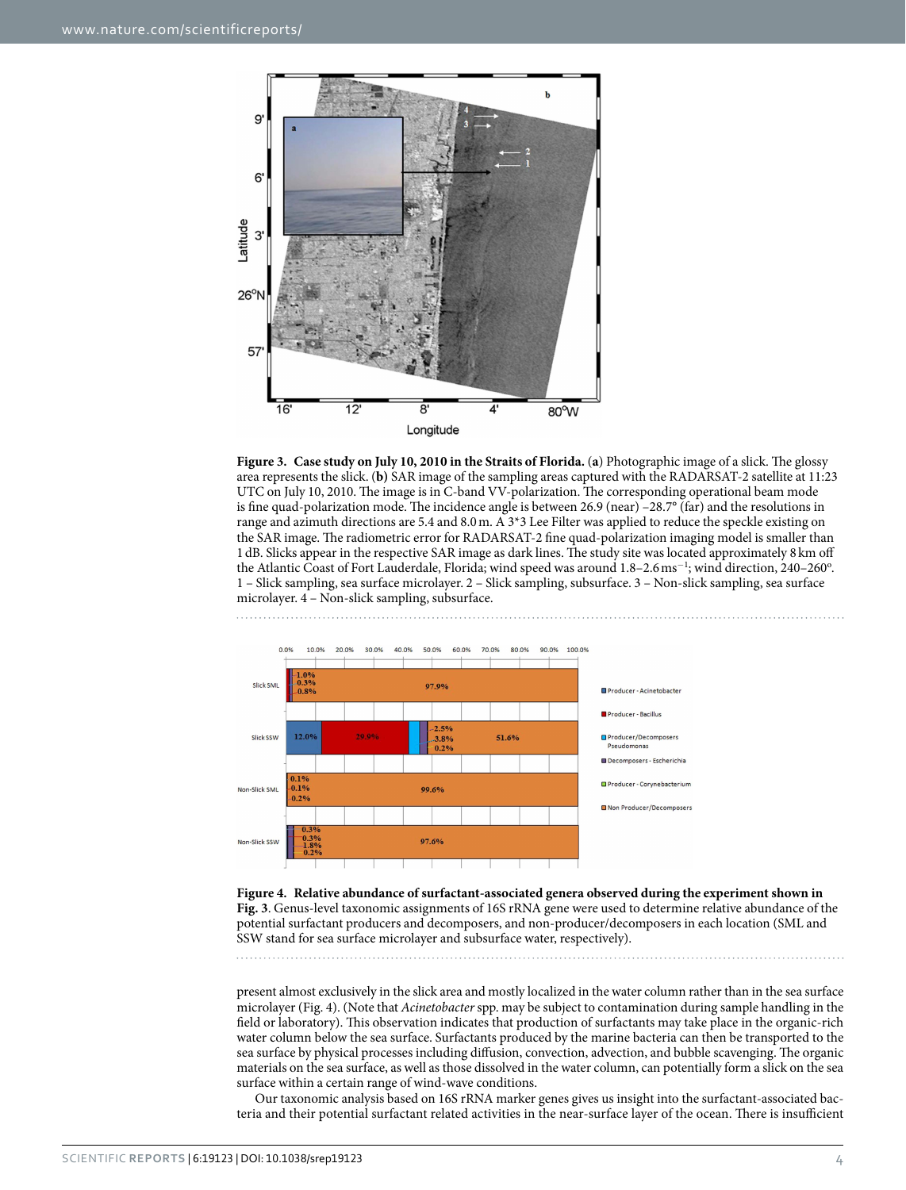**Figure 3. Case study on July 10, 2010 in the Straits of Florida.** (**a**) Photographic image of a slick. The glossy area represents the slick. (**b**) SAR image of the sampling areas captured with the RADARSAT-2 satellite at 11:23 UTC on July 10, 2010. The image is in C-band VV-polarization. The corresponding operational beam mode is fine quad-polarization mode. The incidence angle is between 26.9 (near) –28.7° (far) and the resolutions in range and azimuth directions are 5.4 and 8.0 m. A 3*3 Lee Filter was applied to reduce the speckle existing on the SAR image. The radiometric error for RADARSAT-2 fine quad-polarization imaging model is smaller than 1 dB. Slicks appear in the respective SAR image as dark lines. The study site was located approximately 8 km off the Atlantic Coast of Fort Lauderdale, Florida; wind speed was around 1.8–2.6 $\mathrm{m\,s^{-1}}$; wind direction, 240–260°. 1 – Slick sampling, sea surface microlayer. 2 – Slick sampling, subsurface. 3 – Non-slick sampling, sea surface microlayer. 4 – Non-slick sampling, subsurface.

**Figure 4. Relative abundance of surfactant-associated genera observed during the experiment shown in Fig. 3**. Genus-level taxonomic assignments of 16S rRNA gene were used to determine relative abundance of the potential surfactant producers and decomposers, and non-producer/decomposers in each location (SML and SSW stand for sea surface microlayer and subsurface water, respectively).

present almost exclusively in the slick area and mostly localized in the water column rather than in the sea surface microlayer (Fig. 4). (Note that *Acinetobacter* spp. may be subject to contamination during sample handling in the field or laboratory). This observation indicates that production of surfactants may take place in the organic-rich water column below the sea surface. Surfactants produced by the marine bacteria can then be transported to the sea surface by physical processes including diffusion, convection, advection, and bubble scavenging. The organic materials on the sea surface, as well as those dissolved in the water column, can potentially form a slick on the sea surface within a certain range of wind-wave conditions.

Our taxonomic analysis based on 16S rRNA marker genes gives us insight into the surfactant-associated bacteria and their potential surfactant related activities in the near-surface layer of the ocean. There is insufficient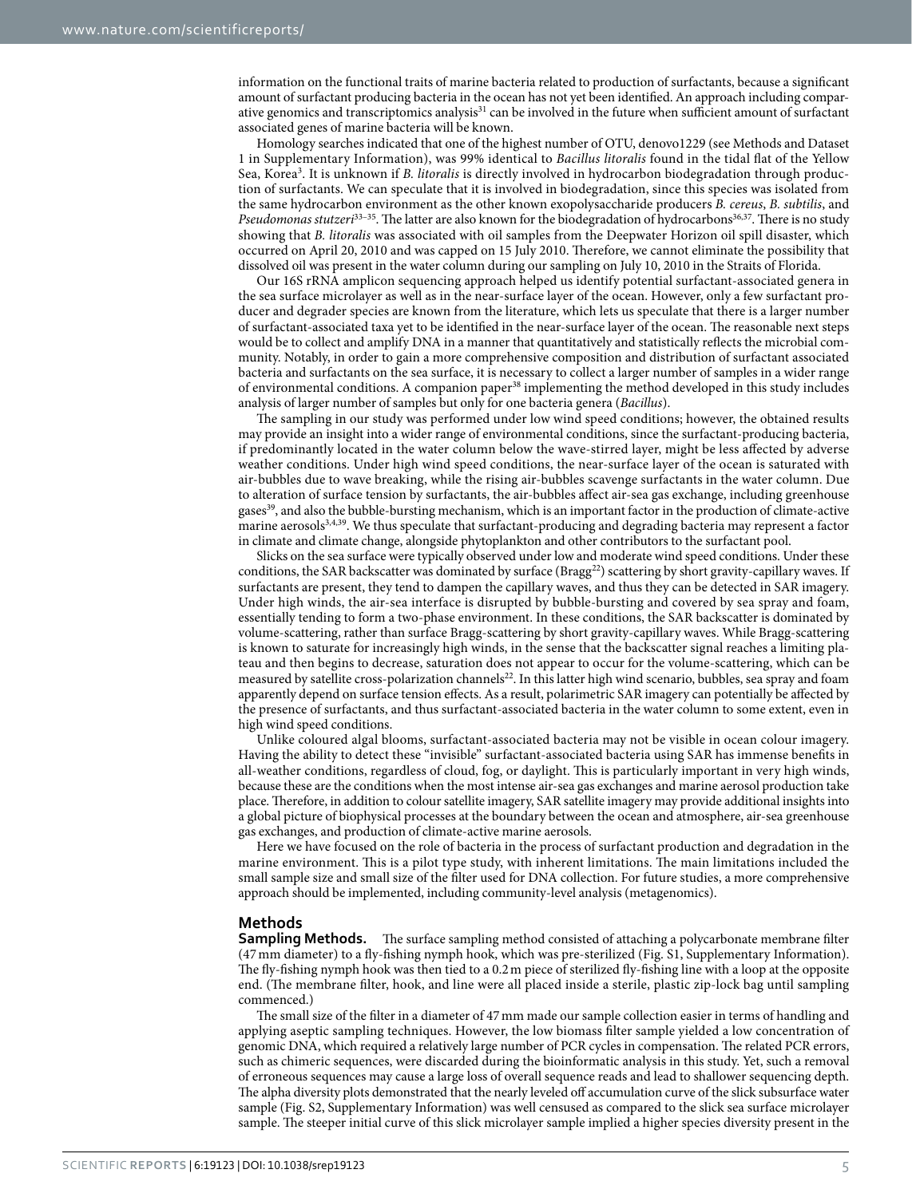information on the functional traits of marine bacteria related to production of surfactants, because a significant amount of surfactant producing bacteria in the ocean has not yet been identified. An approach including comparative genomics and transcriptomics analysis[31] can be involved in the future when sufficient amount of surfactant associated genes of marine bacteria will be known.

Homology searches indicated that one of the highest number of OTU, denovo1229 (see Methods and Dataset 1 in Supplementary Information), was 99% identical to *Bacillus litoralis* found in the tidal flat of the Yellow Sea, Korea[3]. It is unknown if *B. litoralis* is directly involved in hydrocarbon biodegradation through production of surfactants. We can speculate that it is involved in biodegradation, since this species was isolated from the same hydrocarbon environment as the other known exopolysaccharide producers *B. cereus*, *B. subtilis*, and *Pseudomonas stutzeri*[33–35]. The latter are also known for the biodegradation of hydrocarbons[36,37]. There is no study showing that *B. litoralis* was associated with oil samples from the Deepwater Horizon oil spill disaster, which occurred on April 20, 2010 and was capped on 15 July 2010. Therefore, we cannot eliminate the possibility that dissolved oil was present in the water column during our sampling on July 10, 2010 in the Straits of Florida.

Our 16S rRNA amplicon sequencing approach helped us identify potential surfactant-associated genera in the sea surface microlayer as well as in the near-surface layer of the ocean. However, only a few surfactant producer and degrader species are known from the literature, which lets us speculate that there is a larger number of surfactant-associated taxa yet to be identified in the near-surface layer of the ocean. The reasonable next steps would be to collect and amplify DNA in a manner that quantitatively and statistically reflects the microbial community. Notably, in order to gain a more comprehensive composition and distribution of surfactant associated bacteria and surfactants on the sea surface, it is necessary to collect a larger number of samples in a wider range of environmental conditions. A companion paper[38] implementing the method developed in this study includes analysis of larger number of samples but only for one bacteria genera (*Bacillus*).

The sampling in our study was performed under low wind speed conditions; however, the obtained results may provide an insight into a wider range of environmental conditions, since the surfactant-producing bacteria, if predominantly located in the water column below the wave-stirred layer, might be less affected by adverse weather conditions. Under high wind speed conditions, the near-surface layer of the ocean is saturated with air-bubbles due to wave breaking, while the rising air-bubbles scavenge surfactants in the water column. Due to alteration of surface tension by surfactants, the air-bubbles affect air-sea gas exchange, including greenhouse gases[39], and also the bubble-bursting mechanism, which is an important factor in the production of climate-active marine aerosols[3,4,39]. We thus speculate that surfactant-producing and degrading bacteria may represent a factor in climate and climate change, alongside phytoplankton and other contributors to the surfactant pool.

Slicks on the sea surface were typically observed under low and moderate wind speed conditions. Under these conditions, the SAR backscatter was dominated by surface (Bragg[22]) scattering by short gravity-capillary waves. If surfactants are present, they tend to dampen the capillary waves, and thus they can be detected in SAR imagery. Under high winds, the air-sea interface is disrupted by bubble-bursting and covered by sea spray and foam, essentially tending to form a two-phase environment. In these conditions, the SAR backscatter is dominated by volume-scattering, rather than surface Bragg-scattering by short gravity-capillary waves. While Bragg-scattering is known to saturate for increasingly high winds, in the sense that the backscatter signal reaches a limiting plateau and then begins to decrease, saturation does not appear to occur for the volume-scattering, which can be measured by satellite cross-polarization channels[22]. In this latter high wind scenario, bubbles, sea spray and foam apparently depend on surface tension effects. As a result, polarimetric SAR imagery can potentially be affected by the presence of surfactants, and thus surfactant-associated bacteria in the water column to some extent, even in high wind speed conditions.

Unlike coloured algal blooms, surfactant-associated bacteria may not be visible in ocean colour imagery. Having the ability to detect these "invisible" surfactant-associated bacteria using SAR has immense benefits in all-weather conditions, regardless of cloud, fog, or daylight. This is particularly important in very high winds, because these are the conditions when the most intense air-sea gas exchanges and marine aerosol production take place. Therefore, in addition to colour satellite imagery, SAR satellite imagery may provide additional insights into a global picture of biophysical processes at the boundary between the ocean and atmosphere, air-sea greenhouse gas exchanges, and production of climate-active marine aerosols.

Here we have focused on the role of bacteria in the process of surfactant production and degradation in the marine environment. This is a pilot type study, with inherent limitations. The main limitations included the small sample size and small size of the filter used for DNA collection. For future studies, a more comprehensive approach should be implemented, including community-level analysis (metagenomics).

## Methods

**Sampling Methods.** The surface sampling method consisted of attaching a polycarbonate membrane filter (47 mm diameter) to a fly-fishing nymph hook, which was pre-sterilized (Fig. S1, Supplementary Information). The fly-fishing nymph hook was then tied to a 0.2 m piece of sterilized fly-fishing line with a loop at the opposite end. (The membrane filter, hook, and line were all placed inside a sterile, plastic zip-lock bag until sampling commenced.)

The small size of the filter in a diameter of 47 mm made our sample collection easier in terms of handling and applying aseptic sampling techniques. However, the low biomass filter sample yielded a low concentration of genomic DNA, which required a relatively large number of PCR cycles in compensation. The related PCR errors, such as chimeric sequences, were discarded during the bioinformatic analysis in this study. Yet, such a removal of erroneous sequences may cause a large loss of overall sequence reads and lead to shallower sequencing depth. The alpha diversity plots demonstrated that the nearly leveled off accumulation curve of the slick subsurface water sample (Fig. S2, Supplementary Information) was well censused as compared to the slick sea surface microlayer sample. The steeper initial curve of this slick microlayer sample implied a higher species diversity present in the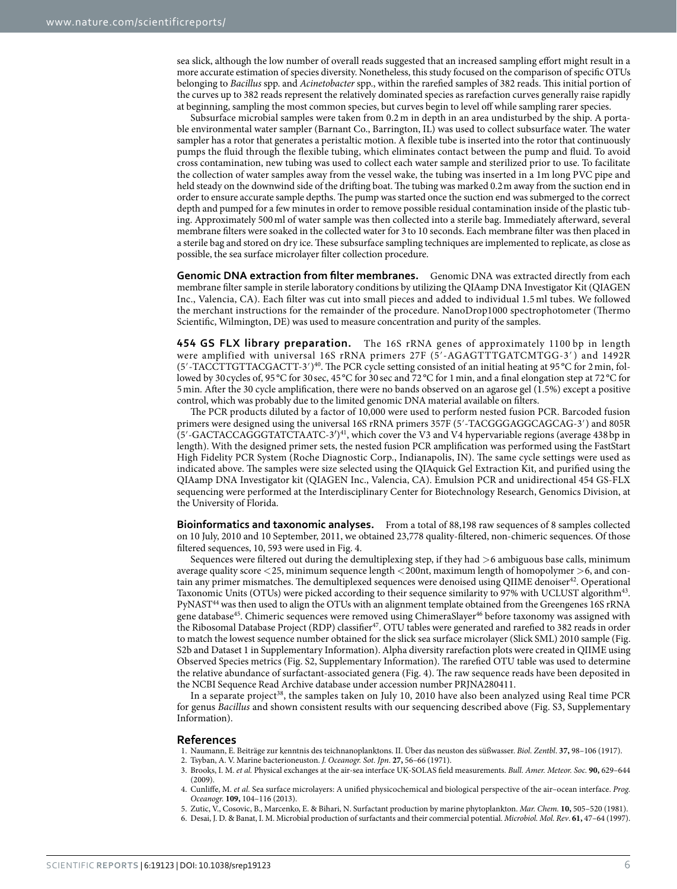sea slick, although the low number of overall reads suggested that an increased sampling effort might result in a more accurate estimation of species diversity. Nonetheless, this study focused on the comparison of specific OTUs belonging to *Bacillus* spp. and *Acinetobacter* spp., within the rarefied samples of 382 reads. This initial portion of the curves up to 382 reads represent the relatively dominated species as rarefaction curves generally raise rapidly at beginning, sampling the most common species, but curves begin to level off while sampling rarer species.

Subsurface microbial samples were taken from 0.2 m in depth in an area undisturbed by the ship. A portable environmental water sampler (Barnant Co., Barrington, IL) was used to collect subsurface water. The water sampler has a rotor that generates a peristaltic motion. A flexible tube is inserted into the rotor that continuously pumps the fluid through the flexible tubing, which eliminates contact between the pump and fluid. To avoid cross contamination, new tubing was used to collect each water sample and sterilized prior to use. To facilitate the collection of water samples away from the vessel wake, the tubing was inserted in a 1m long PVC pipe and held steady on the downwind side of the drifting boat. The tubing was marked 0.2 m away from the suction end in order to ensure accurate sample depths. The pump was started once the suction end was submerged to the correct depth and pumped for a few minutes in order to remove possible residual contamination inside of the plastic tubing. Approximately 500 ml of water sample was then collected into a sterile bag. Immediately afterward, several membrane filters were soaked in the collected water for 3 to 10 seconds. Each membrane filter was then placed in a sterile bag and stored on dry ice. These subsurface sampling techniques are implemented to replicate, as close as possible, the sea surface microlayer filter collection procedure.

**Genomic DNA extraction from filter membranes.** Genomic DNA was extracted directly from each membrane filter sample in sterile laboratory conditions by utilizing the QIAamp DNA Investigator Kit (QIAGEN Inc., Valencia, CA). Each filter was cut into small pieces and added to individual 1.5 ml tubes. We followed the merchant instructions for the remainder of the procedure. NanoDrop1000 spectrophotometer (Thermo Scientific, Wilmington, DE) was used to measure concentration and purity of the samples.

**454 GS FLX library preparation.** The 16S rRNA genes of approximately 1100 bp in length were amplified with universal 16S rRNA primers 27F (5′-AGAGTTTGATCMTGG-3′) and 1492R (5′-TACCTTGTTACGACTT-3′)[40]. The PCR cycle setting consisted of an initial heating at 95 °C for 2 min, followed by 30 cycles of, 95 °C for 30 sec, 45 °C for 30 sec and 72 °C for 1 min, and a final elongation step at 72 °C for 5 min. After the 30 cycle amplification, there were no bands observed on an agarose gel (1.5%) except a positive control, which was probably due to the limited genomic DNA material available on filters.

The PCR products diluted by a factor of 10,000 were used to perform nested fusion PCR. Barcoded fusion primers were designed using the universal 16S rRNA primers 357F (5′-TACGGGAGGCAGCAG-3′) and 805R (5′-GACTACCAGGGTATCTAATC-3′)[41], which cover the V3 and V4 hypervariable regions (average 438 bp in length). With the designed primer sets, the nested fusion PCR amplification was performed using the FastStart High Fidelity PCR System (Roche Diagnostic Corp., Indianapolis, IN). The same cycle settings were used as indicated above. The samples were size selected using the QIAquick Gel Extraction Kit, and purified using the QIAamp DNA Investigator kit (QIAGEN Inc., Valencia, CA). Emulsion PCR and unidirectional 454 GS-FLX sequencing were performed at the Interdisciplinary Center for Biotechnology Research, Genomics Division, at the University of Florida.

**Bioinformatics and taxonomic analyses.** From a total of 88,198 raw sequences of 8 samples collected on 10 July, 2010 and 10 September, 2011, we obtained 23,778 quality-filtered, non-chimeric sequences. Of those filtered sequences, 10, 593 were used in Fig. 4.

Sequences were filtered out during the demultiplexing step, if they had >6 ambiguous base calls, minimum average quality score <25, minimum sequence length <200nt, maximum length of homopolymer >6, and contain any primer mismatches. The demultiplexed sequences were denoised using QIIME denoiser[42]. Operational Taxonomic Units (OTUs) were picked according to their sequence similarity to 97% with UCLUST algorithm[43]. PyNAST[44] was then used to align the OTUs with an alignment template obtained from the Greengenes 16S rRNA gene database[45]. Chimeric sequences were removed using ChimeraSlayer[46] before taxonomy was assigned with the Ribosomal Database Project (RDP) classifier[47]. OTU tables were generated and rarefied to 382 reads in order to match the lowest sequence number obtained for the slick sea surface microlayer (Slick SML) 2010 sample (Fig. S2b and Dataset 1 in Supplementary Information). Alpha diversity rarefaction plots were created in QIIME using Observed Species metrics (Fig. S2, Supplementary Information). The rarefied OTU table was used to determine the relative abundance of surfactant-associated genera (Fig. 4). The raw sequence reads have been deposited in the NCBI Sequence Read Archive database under accession number PRJNA280411.

In a separate project[38], the samples taken on July 10, 2010 have also been analyzed using Real time PCR for genus *Bacillus* and shown consistent results with our sequencing described above (Fig. S3, Supplementary Information).

## References

1. Naumann, E. Beiträge zur kenntnis des teichnanoplanktons. II. Über das neuston des süßwasser. *Biol. Zentbl*. **37,** 98–106 (1917).
2. Tsyban, A. V. Marine bacterioneuston. *J. Oceanogr. Sot. Jpn*. **27,** 56–66 (1971).
3. Brooks, I. M. *et al.* Physical exchanges at the air-sea interface UK-SOLAS field measurements. *Bull. Amer. Meteor. Soc.* **90,** 629–644 (2009).
4. Cunliffe, M. *et al.* Sea surface microlayers: A unified physicochemical and biological perspective of the air–ocean interface. *Prog. Oceanogr.* **109,** 104–116 (2013).
5. Zutic, V., Cosovic, B., Marcenko, E. & Bihari, N. Surfactant production by marine phytoplankton. *Mar. Chem.* **10,** 505–520 (1981).
6. Desai, J. D. & Banat, I. M. Microbial production of surfactants and their commercial potential. *Microbiol. Mol. Rev*. **61,** 47–64 (1997).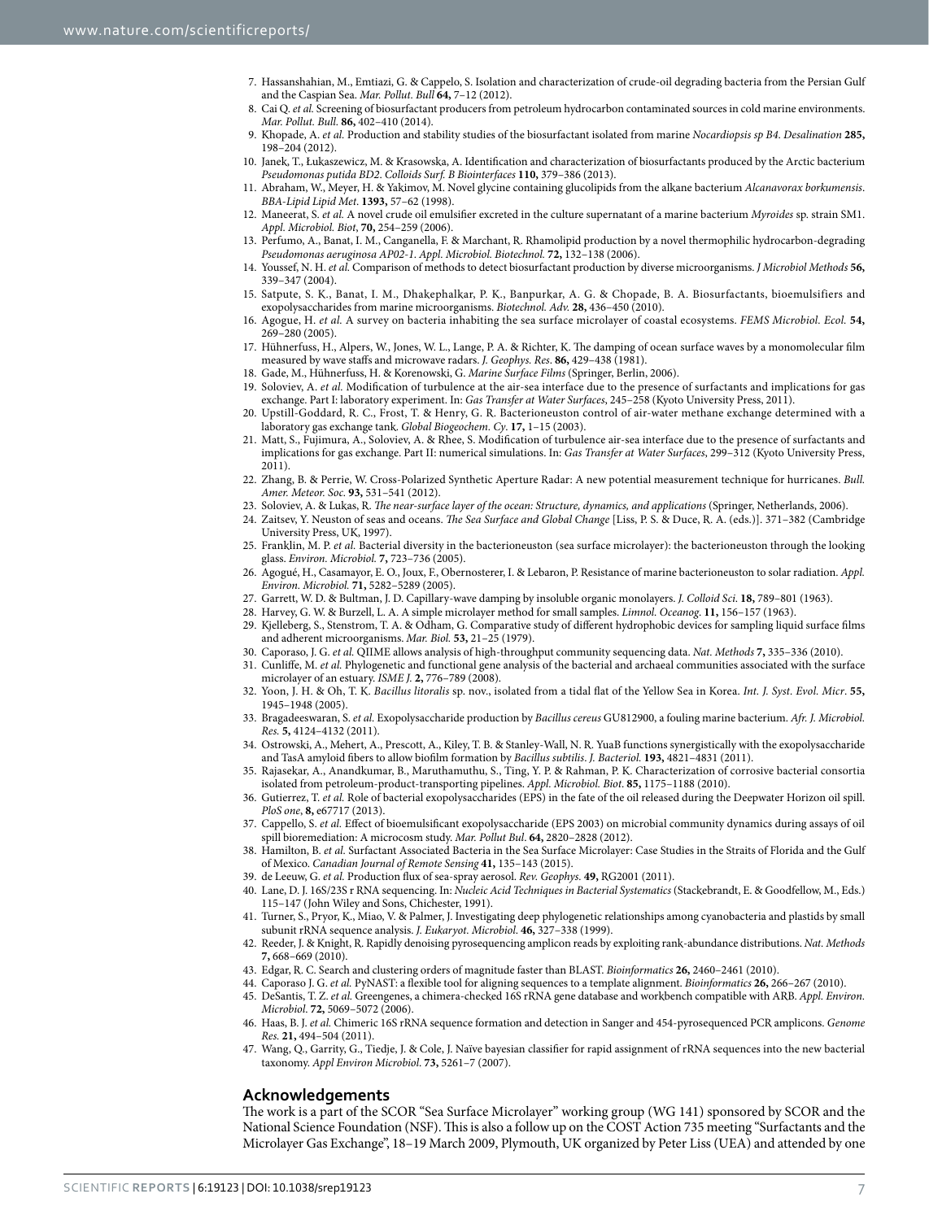7. Hassanshahian, M., Emtiazi, G. & Cappelo, S. Isolation and characterization of crude-oil degrading bacteria from the Persian Gulf and the Caspian Sea. *Mar. Pollut. Bull* **64,** 7–12 (2012).
8. Cai Q. *et al.* Screening of biosurfactant producers from petroleum hydrocarbon contaminated sources in cold marine environments. *Mar. Pollut. Bull.* **86,** 402–410 (2014).
9. Khopade, A. *et al.* Production and stability studies of the biosurfactant isolated from marine *Nocardiopsis sp B4. Desalination* **285,** 198–204 (2012).
10. Janek, T., Łukaszewicz, M. & Krasowska, A. Identification and characterization of biosurfactants produced by the Arctic bacterium *Pseudomonas putida BD2. Colloids Surf. B Biointerfaces* **110,** 379–386 (2013).
11. Abraham, W., Meyer, H. & Yakimov, M. Novel glycine containing glucolipids from the alkane bacterium *Alcanavorax borkumensis*. *BBA-Lipid Lipid Met.* **1393,** 57–62 (1998).
12. Maneerat, S. *et al.* A novel crude oil emulsifier excreted in the culture supernatant of a marine bacterium *Myroides* sp. strain SM1. *Appl. Microbiol. Biot*, **70,** 254–259 (2006).
13. Perfumo, A., Banat, I. M., Canganella, F. & Marchant, R. Rhamolipid production by a novel thermophilic hydrocarbon-degrading *Pseudomonas aeruginosa AP02-1. Appl. Microbiol. Biotechnol.* **72,** 132–138 (2006).
14. Youssef, N. H. *et al.* Comparison of methods to detect biosurfactant production by diverse microorganisms. *J Microbiol Methods* **56,** 339–347 (2004).
15. Satpute, S. K., Banat, I. M., Dhakephalkar, P. K., Banpurkar, A. G. & Chopade, B. A. Biosurfactants, bioemulsifiers and exopolysaccharides from marine microorganisms. *Biotechnol. Adv.* **28,** 436–450 (2010).
16. Agogue, H. *et al.* A survey on bacteria inhabiting the sea surface microlayer of coastal ecosystems. *FEMS Microbiol. Ecol.* **54,** 269–280 (2005).
17. Hühnerfuss, H., Alpers, W., Jones, W. L., Lange, P. A. & Richter, K. The damping of ocean surface waves by a monomolecular film measured by wave staffs and microwave radars. *J. Geophys. Res.* **86,** 429–438 (1981).
18. Gade, M., Hühnerfuss, H. & Korenowski, G. *Marine Surface Films* (Springer, Berlin, 2006).
19. Soloviev, A. *et al.* Modification of turbulence at the air-sea interface due to the presence of surfactants and implications for gas exchange. Part I: laboratory experiment. In: *Gas Transfer at Water Surfaces*, 245–258 (Kyoto University Press, 2011).
20. Upstill-Goddard, R. C., Frost, T. & Henry, G. R. Bacterioneuston control of air-water methane exchange determined with a laboratory gas exchange tank. *Global Biogeochem. Cy.* **17,** 1–15 (2003).
21. Matt, S., Fujimura, A., Soloviev, A. & Rhee, S. Modification of turbulence air-sea interface due to the presence of surfactants and implications for gas exchange. Part II: numerical simulations. In: *Gas Transfer at Water Surfaces*, 299–312 (Kyoto University Press, 2011).
22. Zhang, B. & Perrie, W. Cross-Polarized Synthetic Aperture Radar: A new potential measurement technique for hurricanes. *Bull. Amer. Meteor. Soc.* **93,** 531–541 (2012).
23. Soloviev, A. & Lukas, R. *The near-surface layer of the ocean: Structure, dynamics, and applications* (Springer, Netherlands, 2006).
24. Zaitsev, Y. Neuston of seas and oceans. *The Sea Surface and Global Change* [Liss, P. S. & Duce, R. A. (eds.)]. 371–382 (Cambridge University Press, UK, 1997).
25. Franklin, M. P. *et al.* Bacterial diversity in the bacterioneuston (sea surface microlayer): the bacterioneuston through the looking glass. *Environ. Microbiol.* **7,** 723–736 (2005).
26. Agogué, H., Casamayor, E. O., Joux, F., Obernosterer, I. & Lebaron, P. Resistance of marine bacterioneuston to solar radiation. *Appl. Environ. Microbiol.* **71,** 5282–5289 (2005).
27. Garrett, W. D. & Bultman, J. D. Capillary-wave damping by insoluble organic monolayers. *J. Colloid Sci.* **18,** 789–801 (1963).
28. Harvey, G. W. & Burzell, L. A. A simple microlayer method for small samples. *Limnol. Oceanog.* **11,** 156–157 (1963).
29. Kjelleberg, S., Stenstrom, T. A. & Odham, G. Comparative study of different hydrophobic devices for sampling liquid surface films and adherent microorganisms. *Mar. Biol.* **53,** 21–25 (1979).
30. Caporaso, J. G. *et al.* QIIME allows analysis of high-throughput community sequencing data. *Nat. Methods* **7,** 335–336 (2010).
31. Cunliffe, M. *et al.* Phylogenetic and functional gene analysis of the bacterial and archaeal communities associated with the surface microlayer of an estuary. *ISME J.* **2,** 776–789 (2008).
32. Yoon, J. H. & Oh, T. K. *Bacillus litoralis* sp. nov., isolated from a tidal flat of the Yellow Sea in Korea. *Int. J. Syst. Evol. Micr*. **55,** 1945–1948 (2005).
33. Bragadeeswaran, S. *et al.* Exopolysaccharide production by *Bacillus cereus* GU812900, a fouling marine bacterium. *Afr. J. Microbiol. Res.* **5,** 4124–4132 (2011).
34. Ostrowski, A., Mehert, A., Prescott, A., Kiley, T. B. & Stanley-Wall, N. R. YuaB functions synergistically with the exopolysaccharide and TasA amyloid fibers to allow biofilm formation by *Bacillus subtilis*. *J. Bacteriol.* **193,** 4821–4831 (2011).
35. Rajasekar, A., Anandkumar, B., Maruthamuthu, S., Ting, Y. P. & Rahman, P. K. Characterization of corrosive bacterial consortia isolated from petroleum-product-transporting pipelines. *Appl. Microbiol. Biot*. **85,** 1175–1188 (2010).
36. Gutierrez, T. *et al.* Role of bacterial exopolysaccharides (EPS) in the fate of the oil released during the Deepwater Horizon oil spill. *PloS one*, **8,** e67717 (2013).
37. Cappello, S. *et al.* Effect of bioemulsificant exopolysaccharide (EPS 2003) on microbial community dynamics during assays of oil spill bioremediation: A microcosm study. *Mar. Pollut Bul*. **64,** 2820–2828 (2012).
38. Hamilton, B. *et al.* Surfactant Associated Bacteria in the Sea Surface Microlayer: Case Studies in the Straits of Florida and the Gulf of Mexico. *Canadian Journal of Remote Sensing* **41,** 135–143 (2015).
39. de Leeuw, G. *et al.* Production flux of sea-spray aerosol. *Rev. Geophys.* **49,** RG2001 (2011).
40. Lane, D. J. 16S/23S r RNA sequencing. In: *Nucleic Acid Techniques in Bacterial Systematics* (Stackebrandt, E. & Goodfellow, M., Eds.) 115–147 (John Wiley and Sons, Chichester, 1991).
41. Turner, S., Pryor, K., Miao, V. & Palmer, J. Investigating deep phylogenetic relationships among cyanobacteria and plastids by small subunit rRNA sequence analysis. *J. Eukaryot. Microbiol.* **46,** 327–338 (1999).
42. Reeder, J. & Knight, R. Rapidly denoising pyrosequencing amplicon reads by exploiting rank-abundance distributions. *Nat. Methods* **7,** 668–669 (2010).
43. Edgar, R. C. Search and clustering orders of magnitude faster than BLAST. *Bioinformatics* **26,** 2460–2461 (2010).
44. Caporaso J. G. *et al.* PyNAST: a flexible tool for aligning sequences to a template alignment. *Bioinformatics* **26,** 266–267 (2010).
45. DeSantis, T. Z. *et al.* Greengenes, a chimera-checked 16S rRNA gene database and workbench compatible with ARB. *Appl. Environ. Microbiol.* **72,** 5069–5072 (2006).
46. Haas, B. J. *et al.* Chimeric 16S rRNA sequence formation and detection in Sanger and 454-pyrosequenced PCR amplicons. *Genome Res.* **21,** 494–504 (2011).
47. Wang, Q., Garrity, G., Tiedje, J. & Cole, J. Naïve bayesian classifier for rapid assignment of rRNA sequences into the new bacterial taxonomy. *Appl Environ Microbiol*. **73,** 5261–7 (2007).

## Acknowledgements

The work is a part of the SCOR "Sea Surface Microlayer" working group (WG 141) sponsored by SCOR and the National Science Foundation (NSF). This is also a follow up on the COST Action 735 meeting "Surfactants and the Microlayer Gas Exchange", 18–19 March 2009, Plymouth, UK organized by Peter Liss (UEA) and attended by one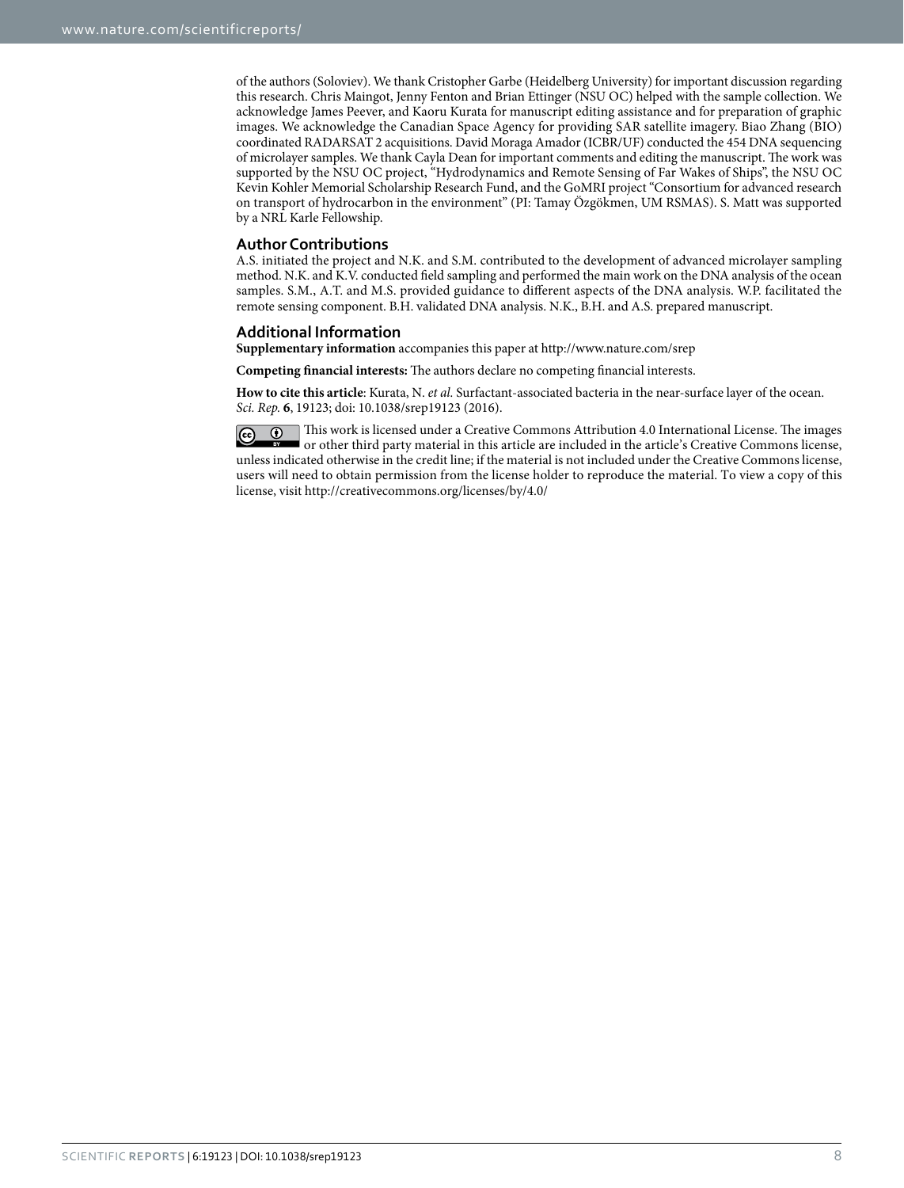of the authors (Soloviev). We thank Cristopher Garbe (Heidelberg University) for important discussion regarding this research. Chris Maingot, Jenny Fenton and Brian Ettinger (NSU OC) helped with the sample collection. We acknowledge James Peever, and Kaoru Kurata for manuscript editing assistance and for preparation of graphic images. We acknowledge the Canadian Space Agency for providing SAR satellite imagery. Biao Zhang (BIO) coordinated RADARSAT 2 acquisitions. David Moraga Amador (ICBR/UF) conducted the 454 DNA sequencing of microlayer samples. We thank Cayla Dean for important comments and editing the manuscript. The work was supported by the NSU OC project, "Hydrodynamics and Remote Sensing of Far Wakes of Ships", the NSU OC Kevin Kohler Memorial Scholarship Research Fund, and the GoMRI project "Consortium for advanced research on transport of hydrocarbon in the environment" (PI: Tamay Özgökmen, UM RSMAS). S. Matt was supported by a NRL Karle Fellowship.

## Author Contributions

A.S. initiated the project and N.K. and S.M. contributed to the development of advanced microlayer sampling method. N.K. and K.V. conducted field sampling and performed the main work on the DNA analysis of the ocean samples. S.M., A.T. and M.S. provided guidance to different aspects of the DNA analysis. W.P. facilitated the remote sensing component. B.H. validated DNA analysis. N.K., B.H. and A.S. prepared manuscript.

## Additional Information

**Supplementary information** accompanies this paper at http://www.nature.com/srep

**Competing financial interests:** The authors declare no competing financial interests.

**How to cite this article**: Kurata, N. *et al.* Surfactant-associated bacteria in the near-surface layer of the ocean. *Sci. Rep.* **6**, 19123; doi: 10.1038/srep19123 (2016).

This work is licensed under a Creative Commons Attribution 4.0 International License. The images or other third party material in this article are included in the article's Creative Commons license, unless indicated otherwise in the credit line; if the material is not included under the Creative Commons license, users will need to obtain permission from the license holder to reproduce the material. To view a copy of this license, visit http://creativecommons.org/licenses/by/4.0/